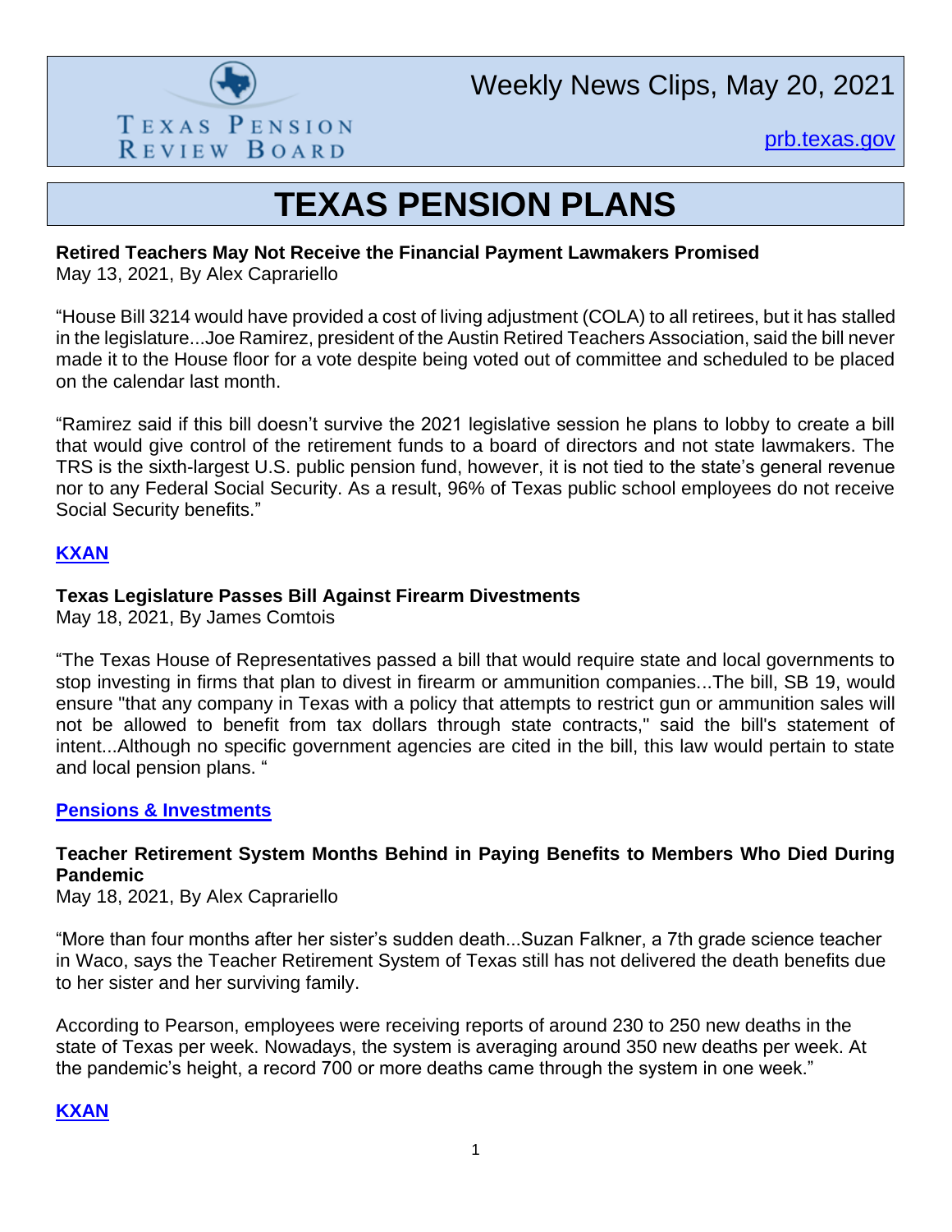Texas Pension Review Board

# Weekly News Clips, May 20, 2021

prb.texas.gov

# TEXAS PENSION PLANS

**Retired Teachers May Not Receive the Financial Payment Lawmakers Promised**
May 13, 2021, By Alex Caprariello

"House Bill 3214 would have provided a cost of living adjustment (COLA) to all retirees, but it has stalled in the legislature...Joe Ramirez, president of the Austin Retired Teachers Association, said the bill never made it to the House floor for a vote despite being voted out of committee and scheduled to be placed on the calendar last month.

"Ramirez said if this bill doesn't survive the 2021 legislative session he plans to lobby to create a bill that would give control of the retirement funds to a board of directors and not state lawmakers. The TRS is the sixth-largest U.S. public pension fund, however, it is not tied to the state's general revenue nor to any Federal Social Security. As a result, 96% of Texas public school employees do not receive Social Security benefits."

**KXAN**

**Texas Legislature Passes Bill Against Firearm Divestments**
May 18, 2021, By James Comtois

"The Texas House of Representatives passed a bill that would require state and local governments to stop investing in firms that plan to divest in firearm or ammunition companies...The bill, SB 19, would ensure "that any company in Texas with a policy that attempts to restrict gun or ammunition sales will not be allowed to benefit from tax dollars through state contracts," said the bill's statement of intent...Although no specific government agencies are cited in the bill, this law would pertain to state and local pension plans. "

**Pensions & Investments**

**Teacher Retirement System Months Behind in Paying Benefits to Members Who Died During Pandemic**
May 18, 2021, By Alex Caprariello

"More than four months after her sister's sudden death...Suzan Falkner, a 7th grade science teacher in Waco, says the Teacher Retirement System of Texas still has not delivered the death benefits due to her sister and her surviving family.

According to Pearson, employees were receiving reports of around 230 to 250 new deaths in the state of Texas per week. Nowadays, the system is averaging around 350 new deaths per week. At the pandemic's height, a record 700 or more deaths came through the system in one week."

**KXAN**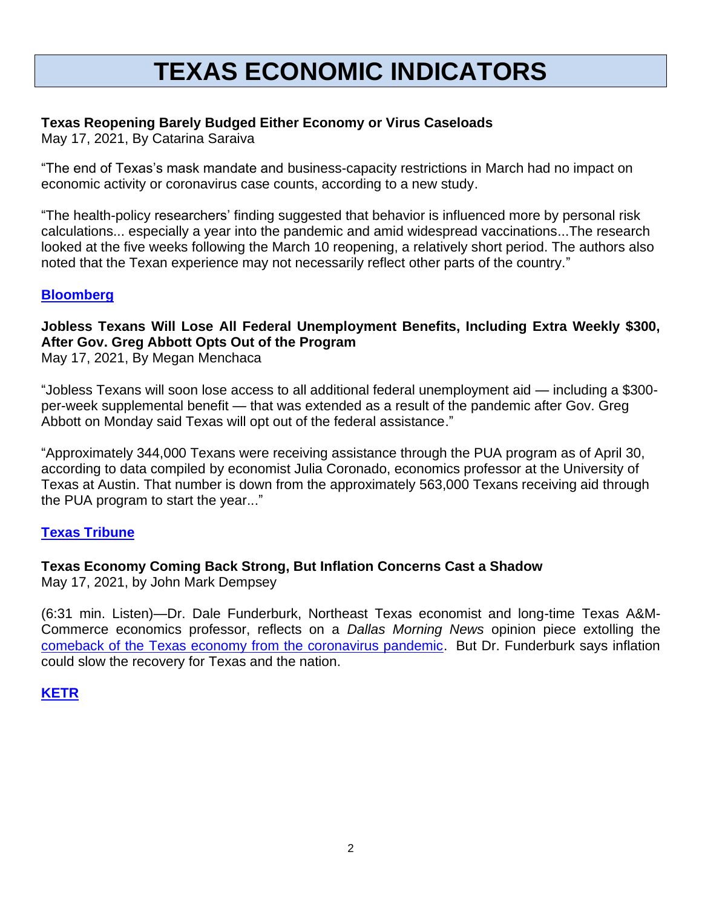# TEXAS ECONOMIC INDICATORS

**Texas Reopening Barely Budged Either Economy or Virus Caseloads**
May 17, 2021, By Catarina Saraiva

"The end of Texas's mask mandate and business-capacity restrictions in March had no impact on economic activity or coronavirus case counts, according to a new study.

"The health-policy researchers' finding suggested that behavior is influenced more by personal risk calculations... especially a year into the pandemic and amid widespread vaccinations...The research looked at the five weeks following the March 10 reopening, a relatively short period. The authors also noted that the Texan experience may not necessarily reflect other parts of the country."

**Bloomberg**

**Jobless Texans Will Lose All Federal Unemployment Benefits, Including Extra Weekly $300, After Gov. Greg Abbott Opts Out of the Program**
May 17, 2021, By Megan Menchaca

"Jobless Texans will soon lose access to all additional federal unemployment aid — including a $300-per-week supplemental benefit — that was extended as a result of the pandemic after Gov. Greg Abbott on Monday said Texas will opt out of the federal assistance."

"Approximately 344,000 Texans were receiving assistance through the PUA program as of April 30, according to data compiled by economist Julia Coronado, economics professor at the University of Texas at Austin. That number is down from the approximately 563,000 Texans receiving aid through the PUA program to start the year..."

**Texas Tribune**

**Texas Economy Coming Back Strong, But Inflation Concerns Cast a Shadow**
May 17, 2021, by John Mark Dempsey

(6:31 min. Listen)—Dr. Dale Funderburk, Northeast Texas economist and long-time Texas A&M-Commerce economics professor, reflects on a *Dallas Morning News* opinion piece extolling the comeback of the Texas economy from the coronavirus pandemic. But Dr. Funderburk says inflation could slow the recovery for Texas and the nation.

**KETR**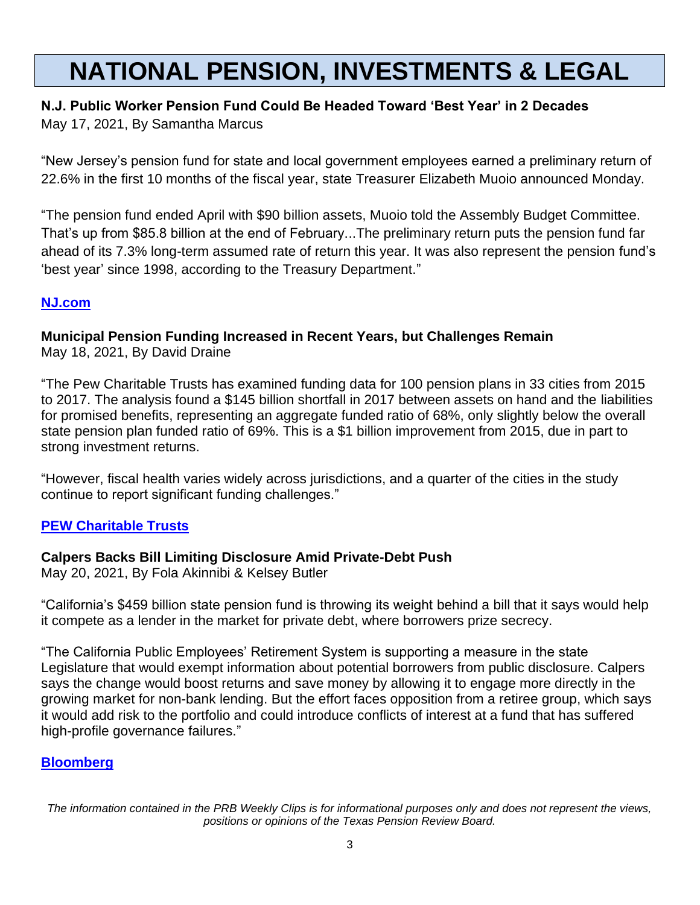# NATIONAL PENSION, INVESTMENTS & LEGAL

**N.J. Public Worker Pension Fund Could Be Headed Toward 'Best Year' in 2 Decades**
May 17, 2021, By Samantha Marcus

"New Jersey's pension fund for state and local government employees earned a preliminary return of 22.6% in the first 10 months of the fiscal year, state Treasurer Elizabeth Muoio announced Monday.

"The pension fund ended April with $90 billion assets, Muoio told the Assembly Budget Committee. That's up from $85.8 billion at the end of February...The preliminary return puts the pension fund far ahead of its 7.3% long-term assumed rate of return this year. It was also represent the pension fund's 'best year' since 1998, according to the Treasury Department."

**NJ.com**

**Municipal Pension Funding Increased in Recent Years, but Challenges Remain**
May 18, 2021, By David Draine

"The Pew Charitable Trusts has examined funding data for 100 pension plans in 33 cities from 2015 to 2017. The analysis found a $145 billion shortfall in 2017 between assets on hand and the liabilities for promised benefits, representing an aggregate funded ratio of 68%, only slightly below the overall state pension plan funded ratio of 69%. This is a $1 billion improvement from 2015, due in part to strong investment returns.

"However, fiscal health varies widely across jurisdictions, and a quarter of the cities in the study continue to report significant funding challenges."

**PEW Charitable Trusts**

**Calpers Backs Bill Limiting Disclosure Amid Private-Debt Push**
May 20, 2021, By Fola Akinnibi & Kelsey Butler

"California's $459 billion state pension fund is throwing its weight behind a bill that it says would help it compete as a lender in the market for private debt, where borrowers prize secrecy.

"The California Public Employees' Retirement System is supporting a measure in the state Legislature that would exempt information about potential borrowers from public disclosure. Calpers says the change would boost returns and save money by allowing it to engage more directly in the growing market for non-bank lending. But the effort faces opposition from a retiree group, which says it would add risk to the portfolio and could introduce conflicts of interest at a fund that has suffered high-profile governance failures."

**Bloomberg**

*The information contained in the PRB Weekly Clips is for informational purposes only and does not represent the views, positions or opinions of the Texas Pension Review Board.*